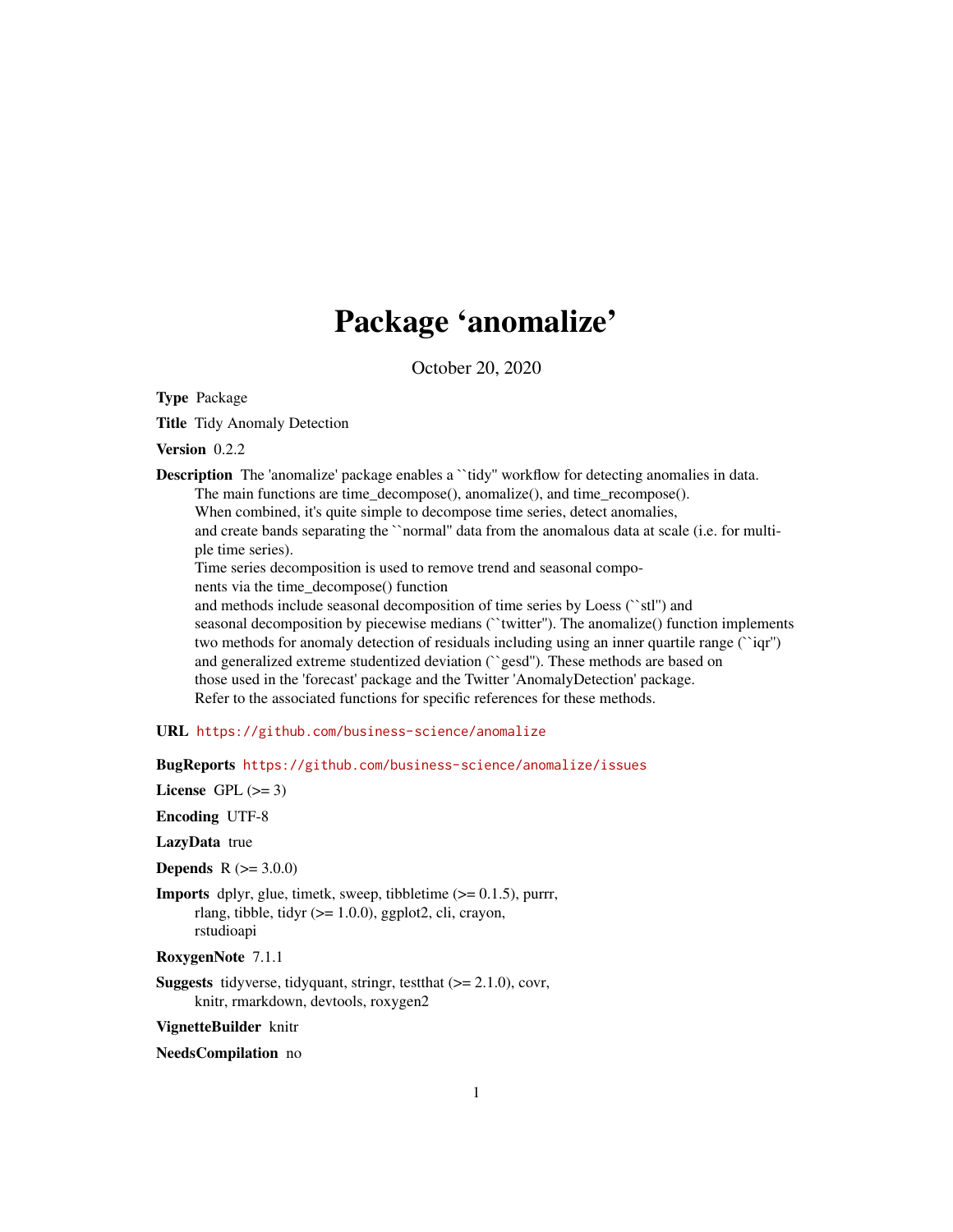# Package 'anomalize'

October 20, 2020

**Type** Package

**Title** Tidy Anomaly Detection

**Version** 0.2.2

**Description** The 'anomalize' package enables a ``tidy'' workflow for detecting anomalies in data. The main functions are time_decompose(), anomalize(), and time_recompose(). When combined, it's quite simple to decompose time series, detect anomalies, and create bands separating the ``normal'' data from the anomalous data at scale (i.e. for multiple time series). Time series decomposition is used to remove trend and seasonal components via the time_decompose() function and methods include seasonal decomposition of time series by Loess (``stl'') and seasonal decomposition by piecewise medians (``twitter''). The anomalize() function implements two methods for anomaly detection of residuals including using an inner quartile range (``iqr'') and generalized extreme studentized deviation (``gesd''). These methods are based on those used in the 'forecast' package and the Twitter 'AnomalyDetection' package. Refer to the associated functions for specific references for these methods.

**URL** https://github.com/business-science/anomalize

**BugReports** https://github.com/business-science/anomalize/issues

**License** GPL (>= 3)

**Encoding** UTF-8

**LazyData** true

**Depends** R (>= 3.0.0)

**Imports** dplyr, glue, timetk, sweep, tibbletime (>= 0.1.5), purrr, rlang, tibble, tidyr (>= 1.0.0), ggplot2, cli, crayon, rstudioapi

**RoxygenNote** 7.1.1

**Suggests** tidyverse, tidyquant, stringr, testthat (>= 2.1.0), covr, knitr, rmarkdown, devtools, roxygen2

**VignetteBuilder** knitr

**NeedsCompilation** no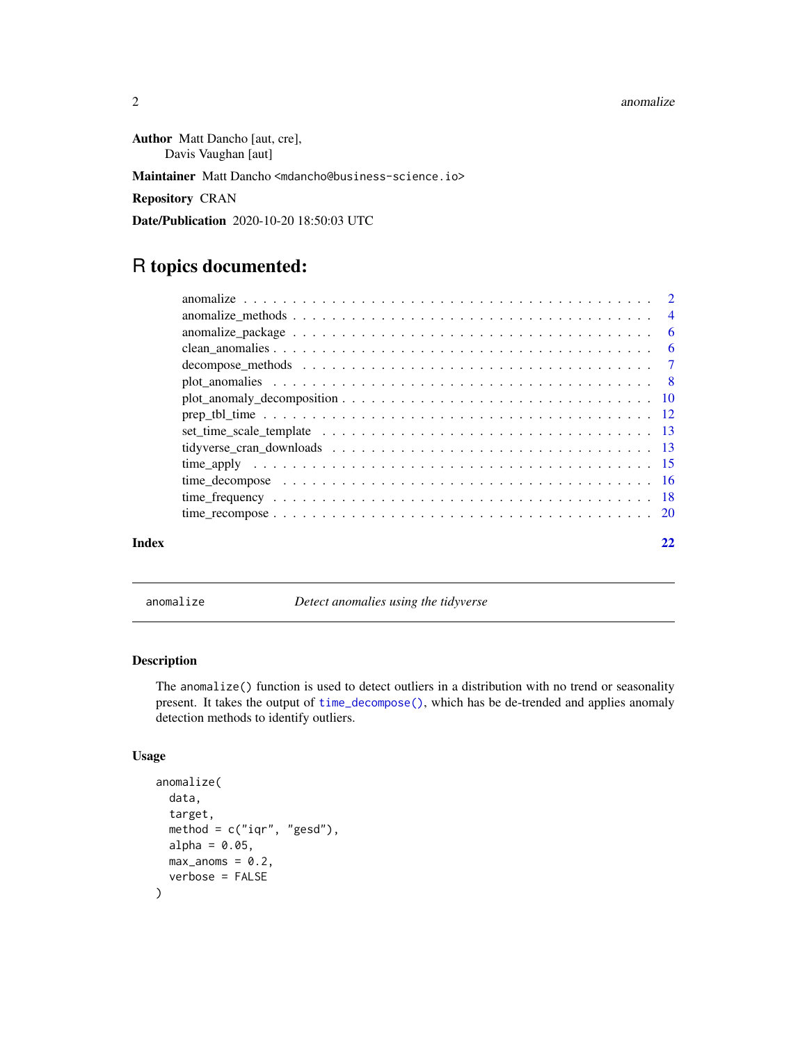**Author** Matt Dancho [aut, cre],
Davis Vaughan [aut]

**Maintainer** Matt Dancho <mdancho@business-science.io>

**Repository** CRAN

**Date/Publication** 2020-10-20 18:50:03 UTC

# R topics documented:

| | |
|---|---|
| anomalize | 2 |
| anomalize_methods | 4 |
| anomalize_package | 6 |
| clean_anomalies | 6 |
| decompose_methods | 7 |
| plot_anomalies | 8 |
| plot_anomaly_decomposition | 10 |
| prep_tbl_time | 12 |
| set_time_scale_template | 13 |
| tidyverse_cran_downloads | 13 |
| time_apply | 15 |
| time_decompose | 16 |
| time_frequency | 18 |
| time_recompose | 20 |
| **Index** | **22** |

---

`anomalize` *Detect anomalies using the tidyverse*

---

### Description

The `anomalize()` function is used to detect outliers in a distribution with no trend or seasonality present. It takes the output of `time_decompose()`, which has be de-trended and applies anomaly detection methods to identify outliers.

### Usage

```
anomalize(
  data,
  target,
  method = c("iqr", "gesd"),
  alpha = 0.05,
  max_anoms = 0.2,
  verbose = FALSE
)
```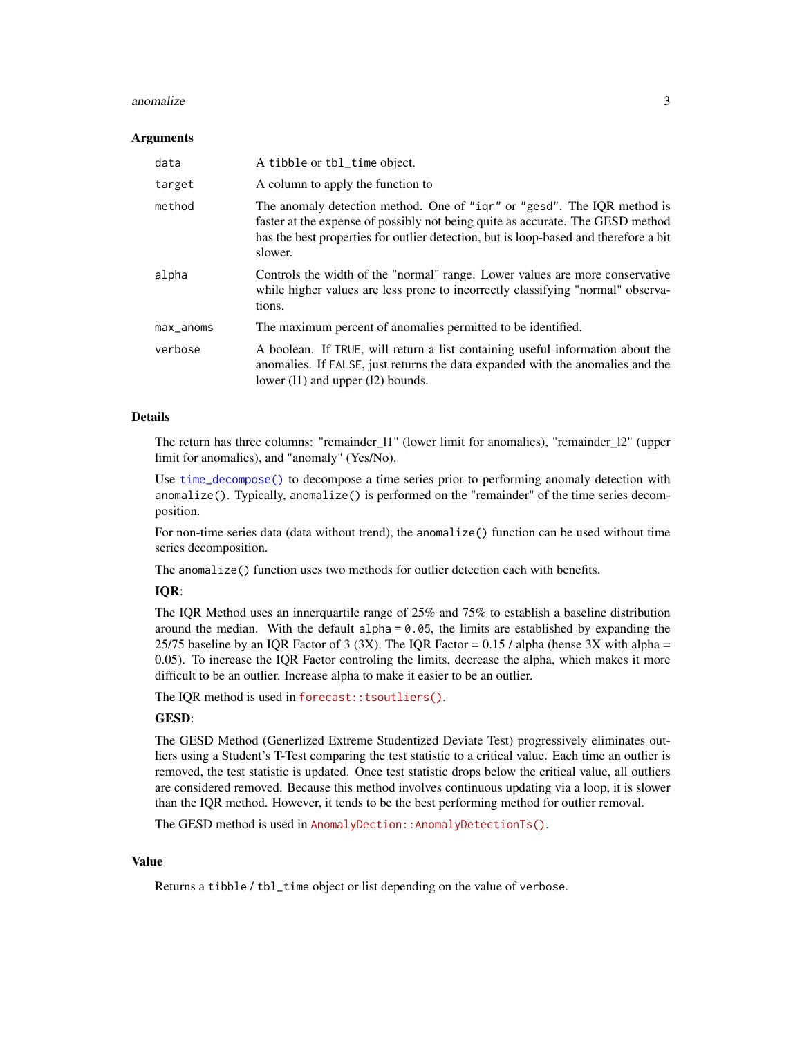### Arguments

| | |
|---|---|
| `data` | A `tibble` or `tbl_time` object. |
| `target` | A column to apply the function to |
| `method` | The anomaly detection method. One of `"iqr"` or `"gesd"`. The IQR method is faster at the expense of possibly not being quite as accurate. The GESD method has the best properties for outlier detection, but is loop-based and therefore a bit slower. |
| `alpha` | Controls the width of the "normal" range. Lower values are more conservative while higher values are less prone to incorrectly classifying "normal" observations. |
| `max_anoms` | The maximum percent of anomalies permitted to be identified. |
| `verbose` | A boolean. If `TRUE`, will return a list containing useful information about the anomalies. If `FALSE`, just returns the data expanded with the anomalies and the lower (l1) and upper (l2) bounds. |

### Details

The return has three columns: "remainder_l1" (lower limit for anomalies), "remainder_l2" (upper limit for anomalies), and "anomaly" (Yes/No).

Use `time_decompose()` to decompose a time series prior to performing anomaly detection with `anomalize()`. Typically, `anomalize()` is performed on the "remainder" of the time series decomposition.

For non-time series data (data without trend), the `anomalize()` function can be used without time series decomposition.

The `anomalize()` function uses two methods for outlier detection each with benefits.

**IQR**:

The IQR Method uses an innerquartile range of 25% and 75% to establish a baseline distribution around the median. With the default `alpha = 0.05`, the limits are established by expanding the 25/75 baseline by an IQR Factor of 3 (3X). The IQR Factor = 0.15 / alpha (hense 3X with alpha = 0.05). To increase the IQR Factor controling the limits, decrease the alpha, which makes it more difficult to be an outlier. Increase alpha to make it easier to be an outlier.

The IQR method is used in `forecast::tsoutliers()`.

**GESD**:

The GESD Method (Generlized Extreme Studentized Deviate Test) progressively eliminates outliers using a Student's T-Test comparing the test statistic to a critical value. Each time an outlier is removed, the test statistic is updated. Once test statistic drops below the critical value, all outliers are considered removed. Because this method involves continuous updating via a loop, it is slower than the IQR method. However, it tends to be the best performing method for outlier removal.

The GESD method is used in `AnomalyDection::AnomalyDetectionTs()`.

### Value

Returns a `tibble` / `tbl_time` object or list depending on the value of `verbose`.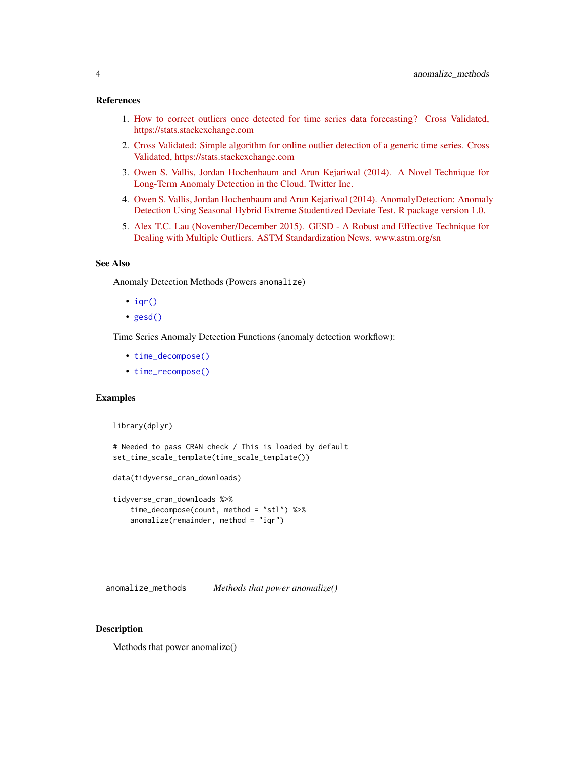### References

1. How to correct outliers once detected for time series data forecasting? Cross Validated, https://stats.stackexchange.com
2. Cross Validated: Simple algorithm for online outlier detection of a generic time series. Cross Validated, https://stats.stackexchange.com
3. Owen S. Vallis, Jordan Hochenbaum and Arun Kejariwal (2014). A Novel Technique for Long-Term Anomaly Detection in the Cloud. Twitter Inc.
4. Owen S. Vallis, Jordan Hochenbaum and Arun Kejariwal (2014). AnomalyDetection: Anomaly Detection Using Seasonal Hybrid Extreme Studentized Deviate Test. R package version 1.0.
5. Alex T.C. Lau (November/December 2015). GESD - A Robust and Effective Technique for Dealing with Multiple Outliers. ASTM Standardization News. www.astm.org/sn

### See Also

Anomaly Detection Methods (Powers `anomalize`)

- `iqr()`
- `gesd()`

Time Series Anomaly Detection Functions (anomaly detection workflow):

- `time_decompose()`
- `time_recompose()`

### Examples

```
library(dplyr)

# Needed to pass CRAN check / This is loaded by default
set_time_scale_template(time_scale_template())

data(tidyverse_cran_downloads)

tidyverse_cran_downloads %>%
    time_decompose(count, method = "stl") %>%
    anomalize(remainder, method = "iqr")
```

---

## anomalize_methods    *Methods that power anomalize()*

---

### Description

Methods that power anomalize()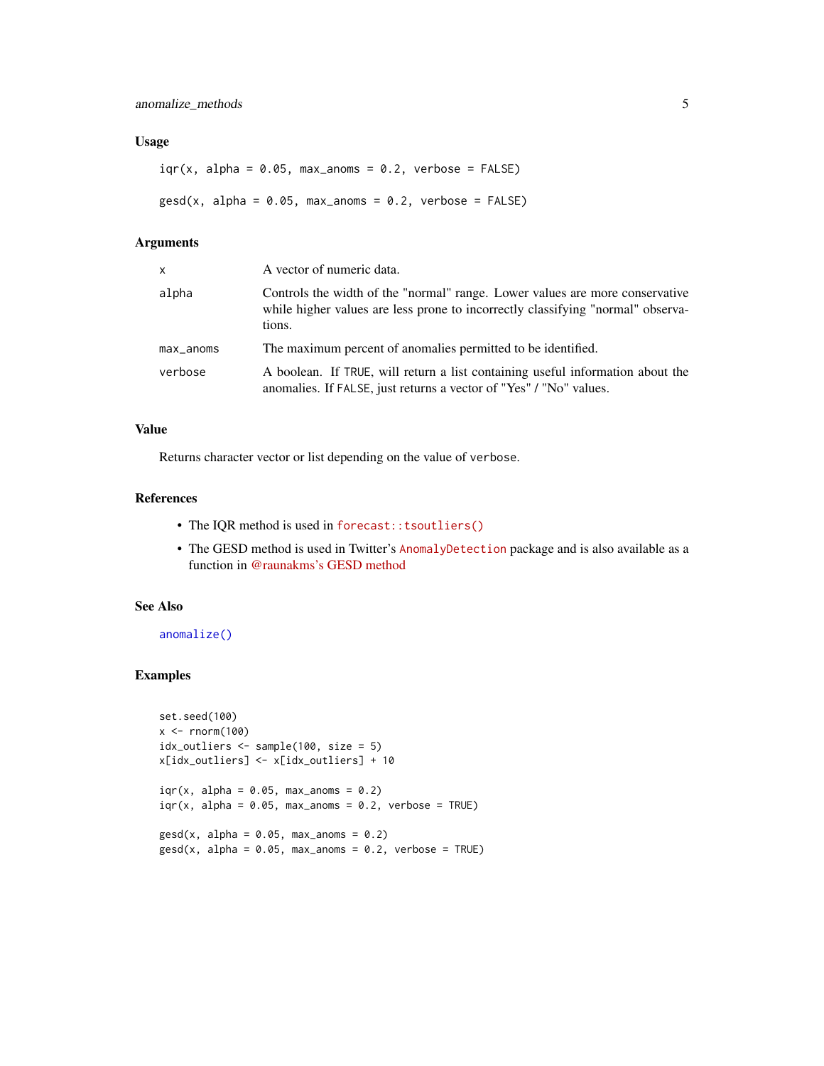### Usage

```
iqr(x, alpha = 0.05, max_anoms = 0.2, verbose = FALSE)

gesd(x, alpha = 0.05, max_anoms = 0.2, verbose = FALSE)
```

### Arguments

| | |
|---|---|
| x | A vector of numeric data. |
| alpha | Controls the width of the "normal" range. Lower values are more conservative while higher values are less prone to incorrectly classifying "normal" observations. |
| max_anoms | The maximum percent of anomalies permitted to be identified. |
| verbose | A boolean. If TRUE, will return a list containing useful information about the anomalies. If FALSE, just returns a vector of "Yes" / "No" values. |

### Value

Returns character vector or list depending on the value of verbose.

### References

- The IQR method is used in forecast::tsoutliers()
- The GESD method is used in Twitter's AnomalyDetection package and is also available as a function in @raunakms's GESD method

### See Also

anomalize()

### Examples

```
set.seed(100)
x <- rnorm(100)
idx_outliers <- sample(100, size = 5)
x[idx_outliers] <- x[idx_outliers] + 10

iqr(x, alpha = 0.05, max_anoms = 0.2)
iqr(x, alpha = 0.05, max_anoms = 0.2, verbose = TRUE)

gesd(x, alpha = 0.05, max_anoms = 0.2)
gesd(x, alpha = 0.05, max_anoms = 0.2, verbose = TRUE)
```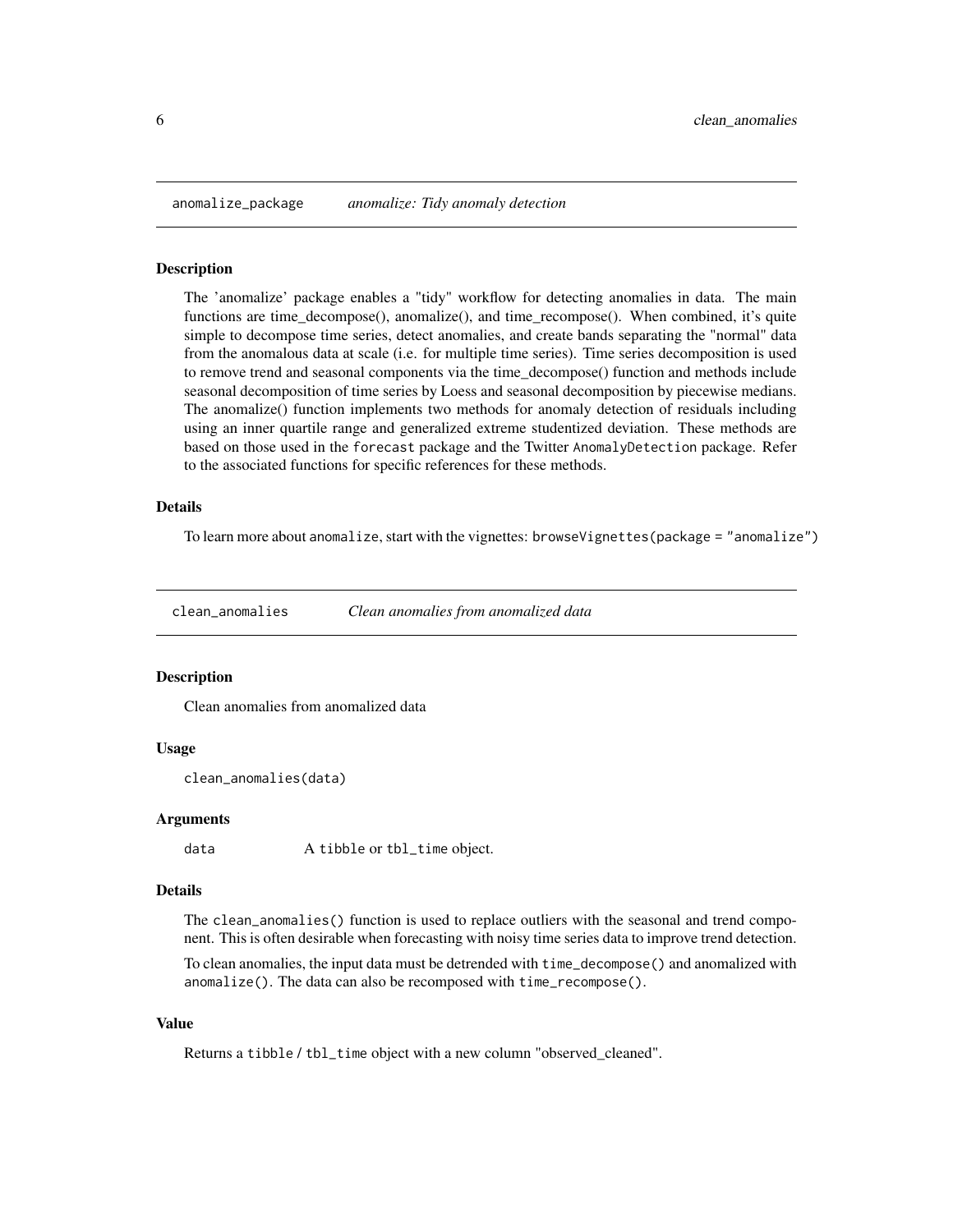## anomalize_package — *anomalize: Tidy anomaly detection*

### Description

The 'anomalize' package enables a "tidy" workflow for detecting anomalies in data. The main functions are time_decompose(), anomalize(), and time_recompose(). When combined, it's quite simple to decompose time series, detect anomalies, and create bands separating the "normal" data from the anomalous data at scale (i.e. for multiple time series). Time series decomposition is used to remove trend and seasonal components via the time_decompose() function and methods include seasonal decomposition of time series by Loess and seasonal decomposition by piecewise medians. The anomalize() function implements two methods for anomaly detection of residuals including using an inner quartile range and generalized extreme studentized deviation. These methods are based on those used in the `forecast` package and the Twitter `AnomalyDetection` package. Refer to the associated functions for specific references for these methods.

### Details

To learn more about `anomalize`, start with the vignettes: `browseVignettes(package = "anomalize")`

## clean_anomalies — *Clean anomalies from anomalized data*

### Description

Clean anomalies from anomalized data

### Usage

```
clean_anomalies(data)
```

### Arguments

| | |
|---|---|
| `data` | A `tibble` or `tbl_time` object. |

### Details

The `clean_anomalies()` function is used to replace outliers with the seasonal and trend component. This is often desirable when forecasting with noisy time series data to improve trend detection.

To clean anomalies, the input data must be detrended with `time_decompose()` and anomalized with `anomalize()`. The data can also be recomposed with `time_recompose()`.

### Value

Returns a `tibble` / `tbl_time` object with a new column "observed_cleaned".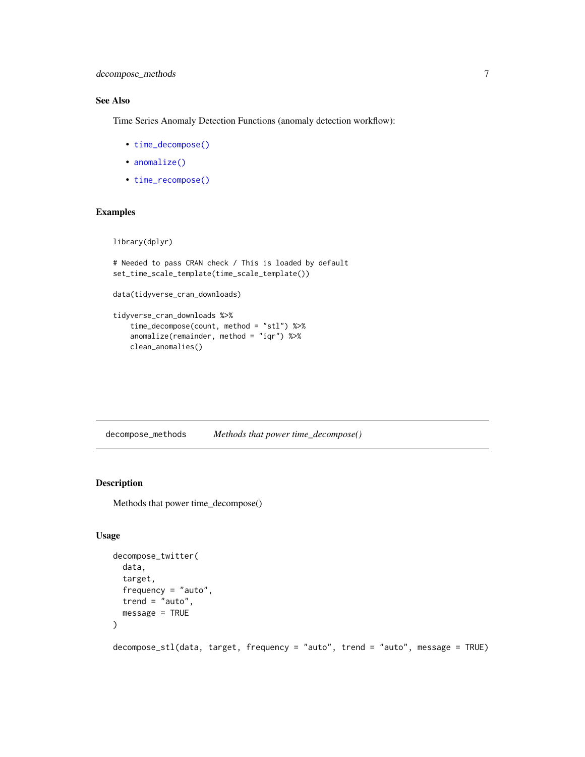## See Also

Time Series Anomaly Detection Functions (anomaly detection workflow):

- time_decompose()
- anomalize()
- time_recompose()

## Examples

```
library(dplyr)

# Needed to pass CRAN check / This is loaded by default
set_time_scale_template(time_scale_template())

data(tidyverse_cran_downloads)

tidyverse_cran_downloads %>%
    time_decompose(count, method = "stl") %>%
    anomalize(remainder, method = "iqr") %>%
    clean_anomalies()
```

---

# decompose_methods    *Methods that power time_decompose()*

---

## Description

Methods that power time_decompose()

## Usage

```
decompose_twitter(
  data,
  target,
  frequency = "auto",
  trend = "auto",
  message = TRUE
)

decompose_stl(data, target, frequency = "auto", trend = "auto", message = TRUE)
```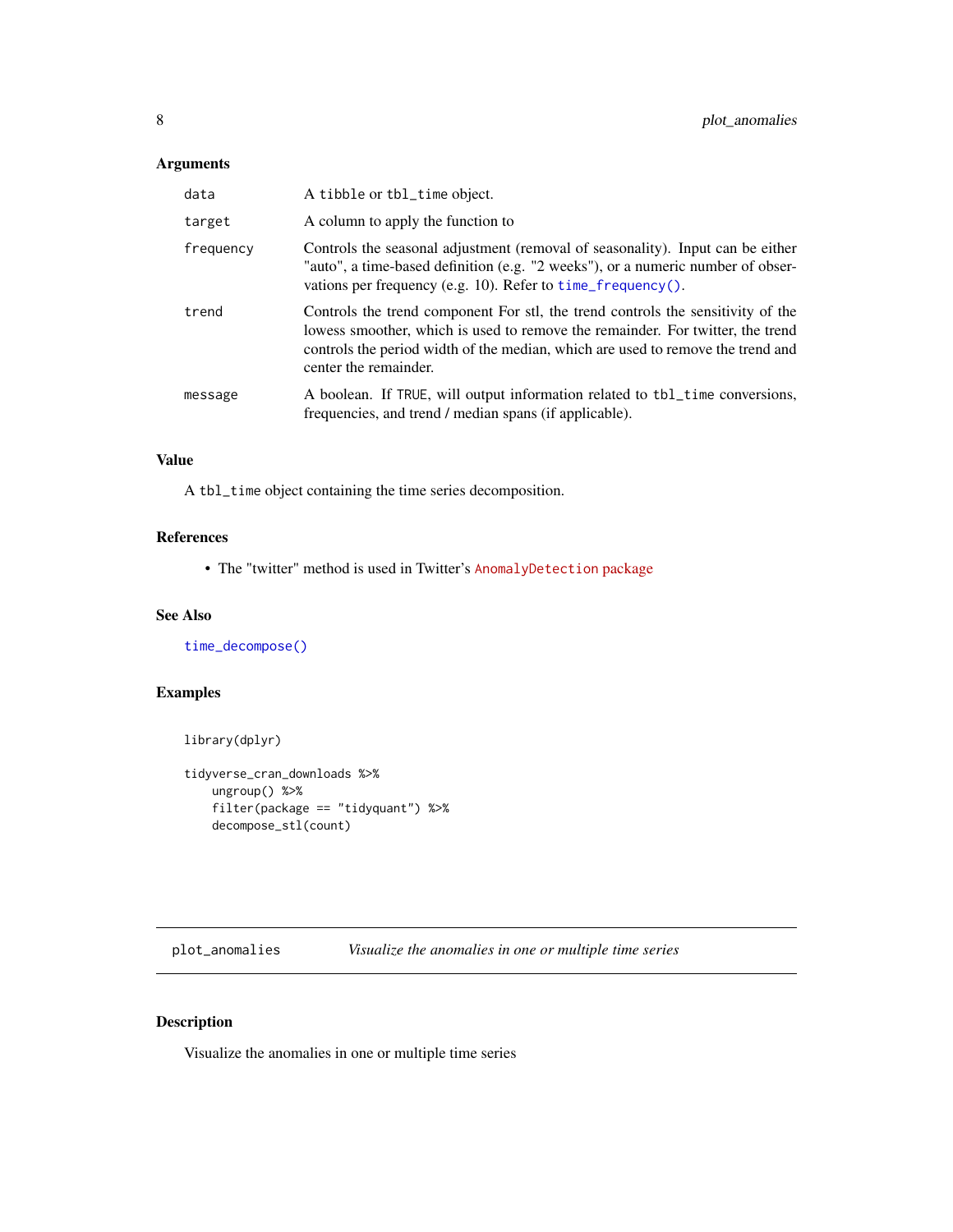### Arguments

| | |
|---|---|
| data | A tibble or tbl_time object. |
| target | A column to apply the function to |
| frequency | Controls the seasonal adjustment (removal of seasonality). Input can be either "auto", a time-based definition (e.g. "2 weeks"), or a numeric number of observations per frequency (e.g. 10). Refer to time_frequency(). |
| trend | Controls the trend component For stl, the trend controls the sensitivity of the lowess smoother, which is used to remove the remainder. For twitter, the trend controls the period width of the median, which are used to remove the trend and center the remainder. |
| message | A boolean. If TRUE, will output information related to tbl_time conversions, frequencies, and trend / median spans (if applicable). |

### Value

A tbl_time object containing the time series decomposition.

### References

- The "twitter" method is used in Twitter's AnomalyDetection package

### See Also

time_decompose()

### Examples

```
library(dplyr)

tidyverse_cran_downloads %>%
    ungroup() %>%
    filter(package == "tidyquant") %>%
    decompose_stl(count)
```

---

## plot_anomalies — *Visualize the anomalies in one or multiple time series*

---

### Description

Visualize the anomalies in one or multiple time series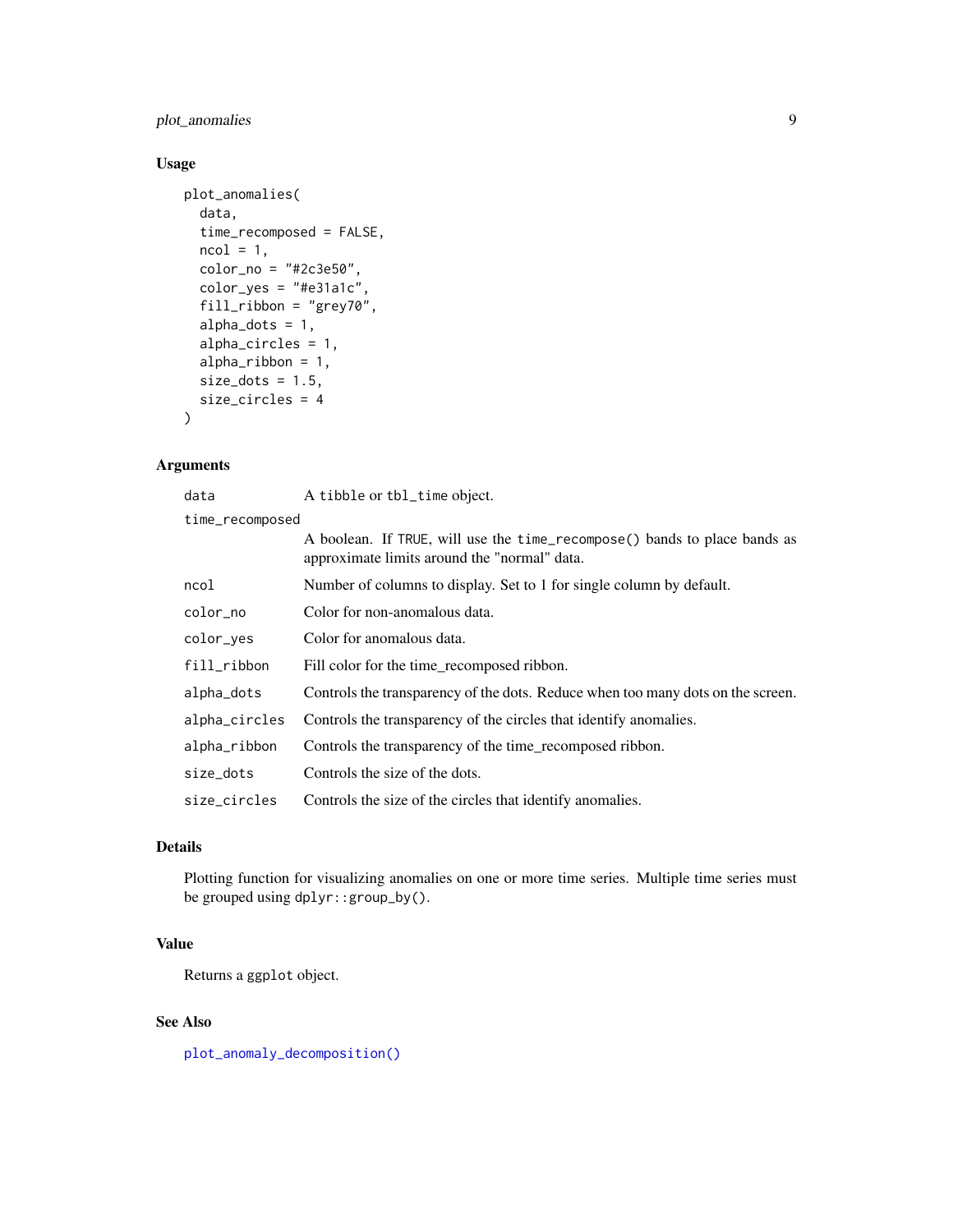## Usage

```
plot_anomalies(
  data,
  time_recomposed = FALSE,
  ncol = 1,
  color_no = "#2c3e50",
  color_yes = "#e31a1c",
  fill_ribbon = "grey70",
  alpha_dots = 1,
  alpha_circles = 1,
  alpha_ribbon = 1,
  size_dots = 1.5,
  size_circles = 4
)
```

## Arguments

| Argument | Description |
|---|---|
| `data` | A `tibble` or `tbl_time` object. |
| `time_recomposed` | A boolean. If `TRUE`, will use the `time_recompose()` bands to place bands as approximate limits around the "normal" data. |
| `ncol` | Number of columns to display. Set to 1 for single column by default. |
| `color_no` | Color for non-anomalous data. |
| `color_yes` | Color for anomalous data. |
| `fill_ribbon` | Fill color for the time_recomposed ribbon. |
| `alpha_dots` | Controls the transparency of the dots. Reduce when too many dots on the screen. |
| `alpha_circles` | Controls the transparency of the circles that identify anomalies. |
| `alpha_ribbon` | Controls the transparency of the time_recomposed ribbon. |
| `size_dots` | Controls the size of the dots. |
| `size_circles` | Controls the size of the circles that identify anomalies. |

## Details

Plotting function for visualizing anomalies on one or more time series. Multiple time series must be grouped using `dplyr::group_by()`.

## Value

Returns a `ggplot` object.

## See Also

`plot_anomaly_decomposition()`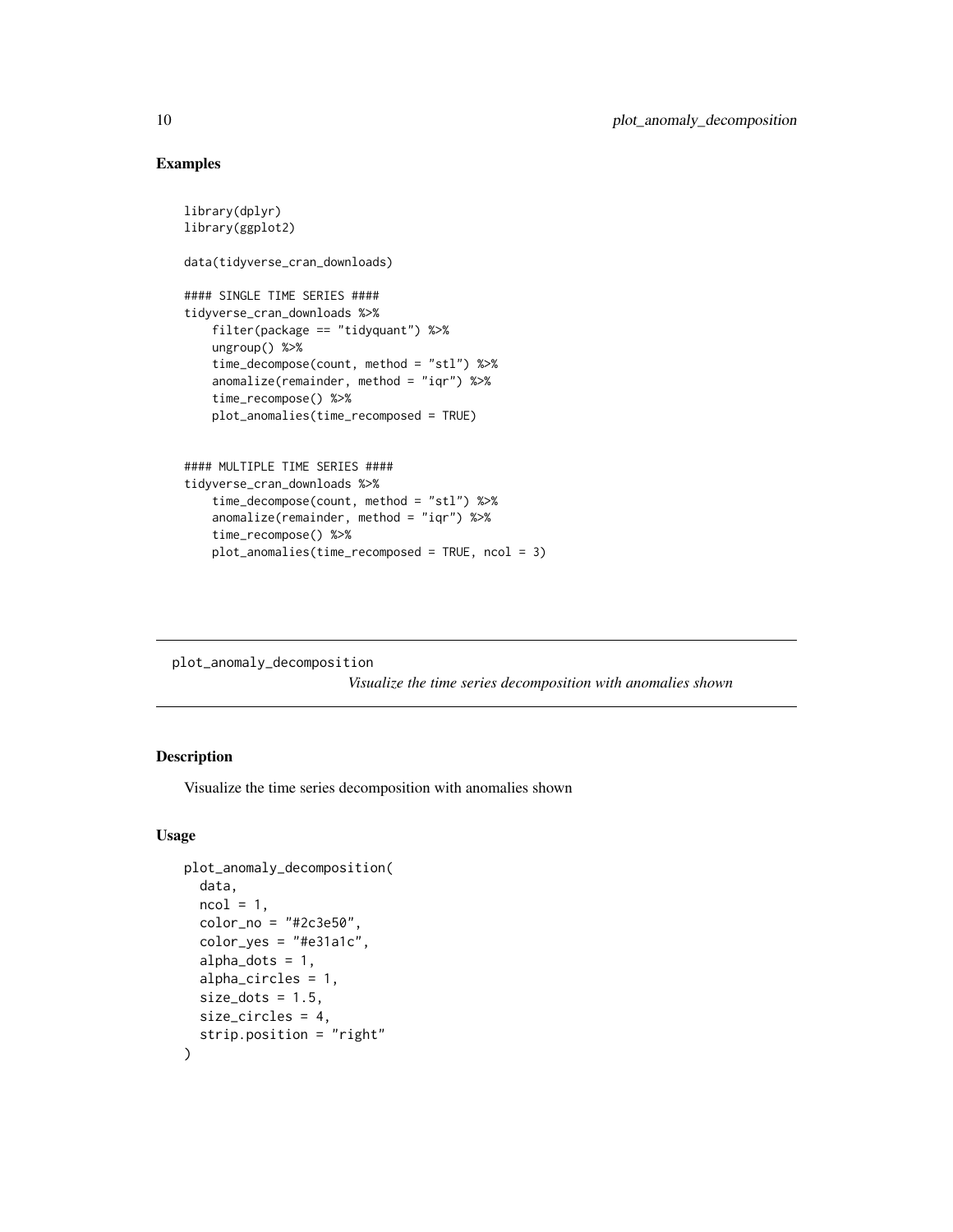## Examples

```
library(dplyr)
library(ggplot2)

data(tidyverse_cran_downloads)

#### SINGLE TIME SERIES ####
tidyverse_cran_downloads %>%
    filter(package == "tidyquant") %>%
    ungroup() %>%
    time_decompose(count, method = "stl") %>%
    anomalize(remainder, method = "iqr") %>%
    time_recompose() %>%
    plot_anomalies(time_recomposed = TRUE)


#### MULTIPLE TIME SERIES ####
tidyverse_cran_downloads %>%
    time_decompose(count, method = "stl") %>%
    anomalize(remainder, method = "iqr") %>%
    time_recompose() %>%
    plot_anomalies(time_recomposed = TRUE, ncol = 3)
```

---

# plot_anomaly_decomposition

*Visualize the time series decomposition with anomalies shown*

---

## Description

Visualize the time series decomposition with anomalies shown

## Usage

```
plot_anomaly_decomposition(
  data,
  ncol = 1,
  color_no = "#2c3e50",
  color_yes = "#e31a1c",
  alpha_dots = 1,
  alpha_circles = 1,
  size_dots = 1.5,
  size_circles = 4,
  strip.position = "right"
)
```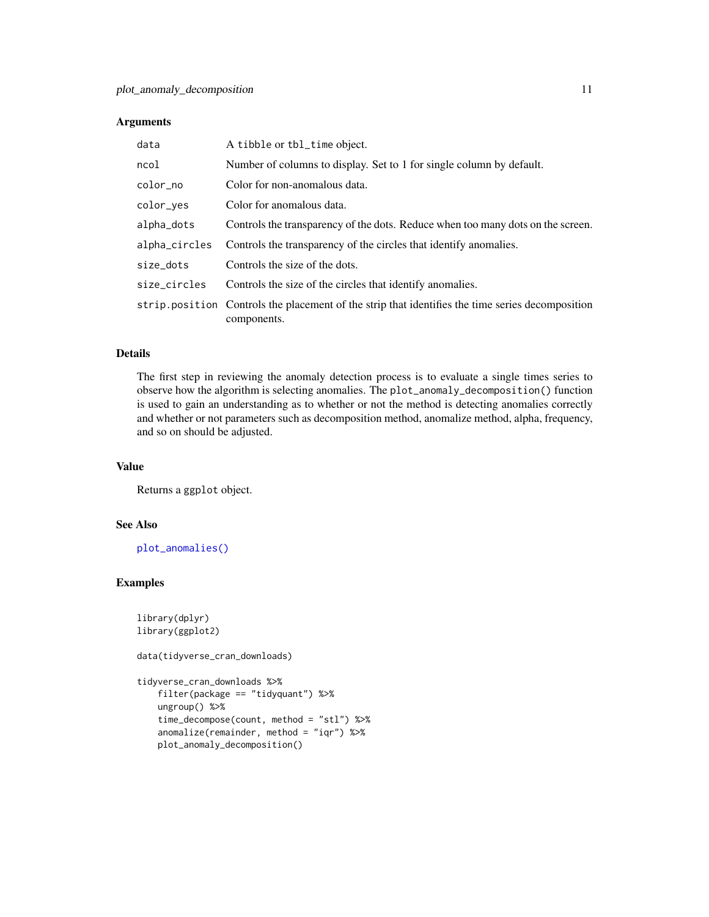## Arguments

| | |
|---|---|
| `data` | A `tibble` or `tbl_time` object. |
| `ncol` | Number of columns to display. Set to 1 for single column by default. |
| `color_no` | Color for non-anomalous data. |
| `color_yes` | Color for anomalous data. |
| `alpha_dots` | Controls the transparency of the dots. Reduce when too many dots on the screen. |
| `alpha_circles` | Controls the transparency of the circles that identify anomalies. |
| `size_dots` | Controls the size of the dots. |
| `size_circles` | Controls the size of the circles that identify anomalies. |
| `strip.position` | Controls the placement of the strip that identifies the time series decomposition components. |

## Details

The first step in reviewing the anomaly detection process is to evaluate a single times series to observe how the algorithm is selecting anomalies. The `plot_anomaly_decomposition()` function is used to gain an understanding as to whether or not the method is detecting anomalies correctly and whether or not parameters such as decomposition method, anomalize method, alpha, frequency, and so on should be adjusted.

## Value

Returns a `ggplot` object.

## See Also

`plot_anomalies()`

## Examples

```
library(dplyr)
library(ggplot2)

data(tidyverse_cran_downloads)

tidyverse_cran_downloads %>%
    filter(package == "tidyquant") %>%
    ungroup() %>%
    time_decompose(count, method = "stl") %>%
    anomalize(remainder, method = "iqr") %>%
    plot_anomaly_decomposition()
```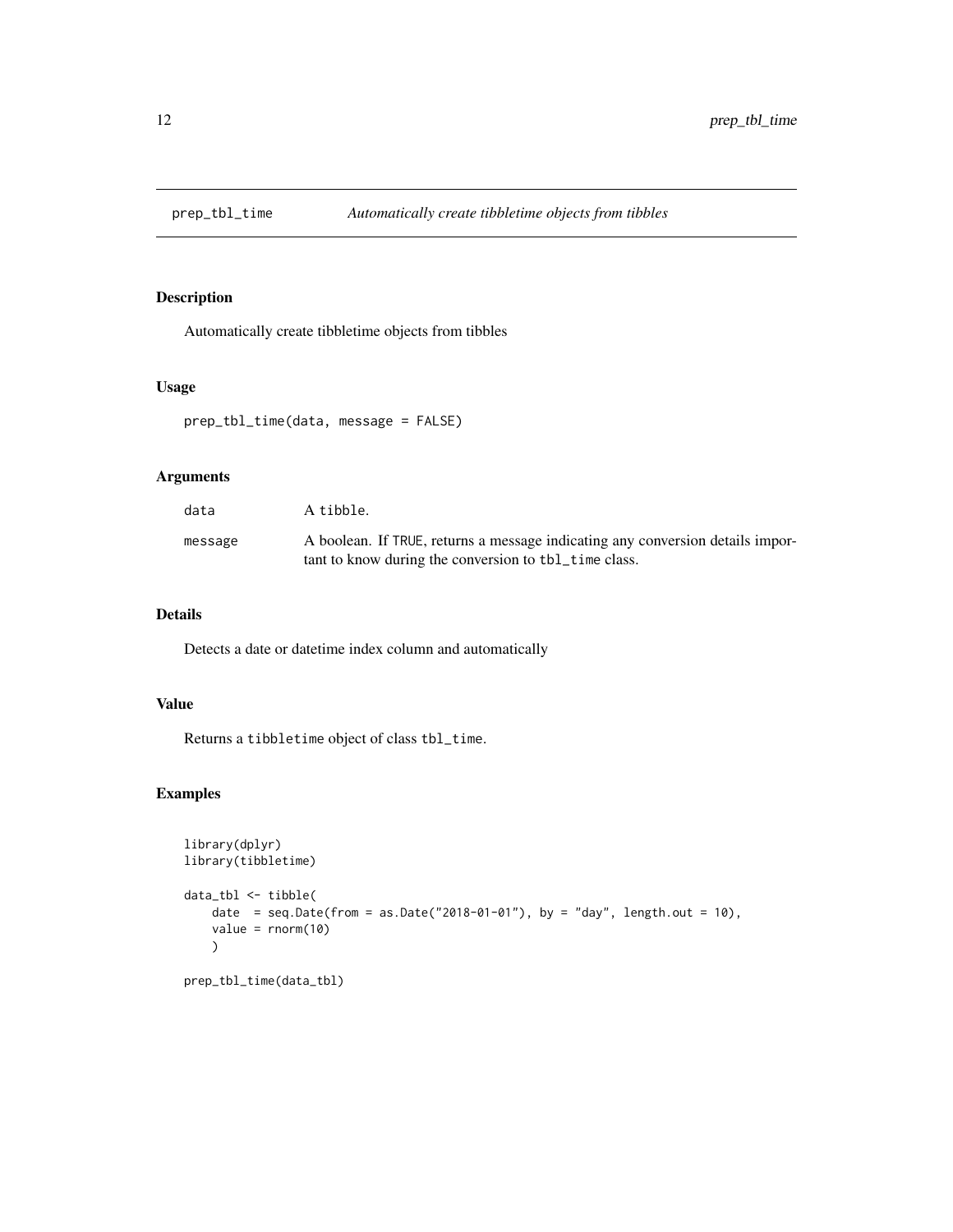# prep_tbl_time — *Automatically create tibbletime objects from tibbles*

## Description

Automatically create tibbletime objects from tibbles

## Usage

```
prep_tbl_time(data, message = FALSE)
```

## Arguments

| | |
|---|---|
| `data` | A `tibble`. |
| `message` | A boolean. If `TRUE`, returns a message indicating any conversion details important to know during the conversion to `tbl_time` class. |

## Details

Detects a date or datetime index column and automatically

## Value

Returns a `tibbletime` object of class `tbl_time`.

## Examples

```
library(dplyr)
library(tibbletime)

data_tbl <- tibble(
    date  = seq.Date(from = as.Date("2018-01-01"), by = "day", length.out = 10),
    value = rnorm(10)
    )

prep_tbl_time(data_tbl)
```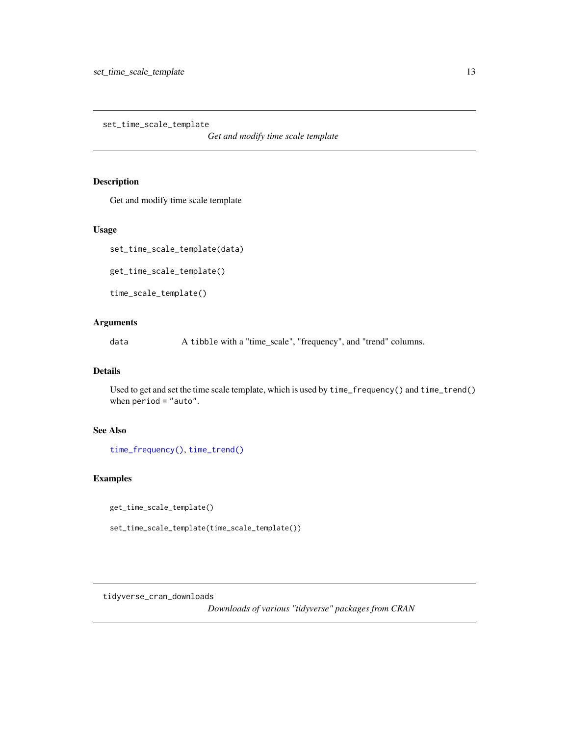## set_time_scale_template

*Get and modify time scale template*

### Description

Get and modify time scale template

### Usage

```
set_time_scale_template(data)

get_time_scale_template()

time_scale_template()
```

### Arguments

| | |
|---|---|
| data | A tibble with a "time_scale", "frequency", and "trend" columns. |

### Details

Used to get and set the time scale template, which is used by `time_frequency()` and `time_trend()` when `period = "auto"`.

### See Also

`time_frequency()`, `time_trend()`

### Examples

```
get_time_scale_template()

set_time_scale_template(time_scale_template())
```

## tidyverse_cran_downloads

*Downloads of various "tidyverse" packages from CRAN*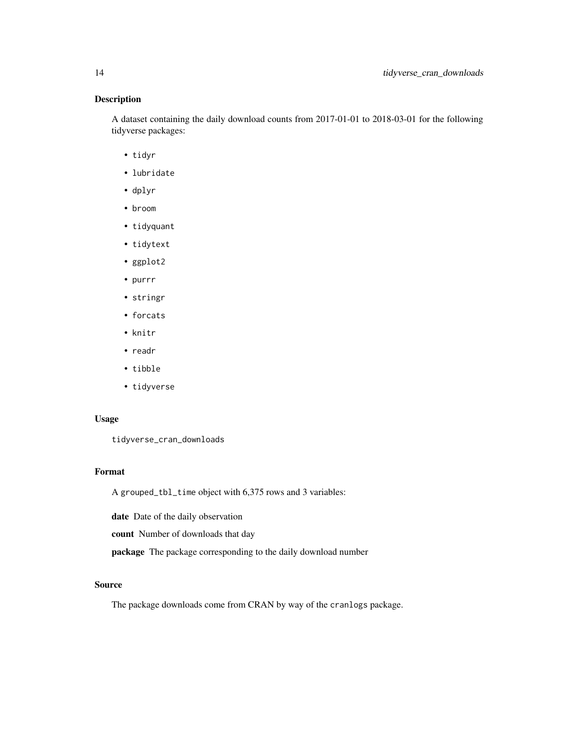## Description

A dataset containing the daily download counts from 2017-01-01 to 2018-03-01 for the following tidyverse packages:

- `tidyr`
- `lubridate`
- `dplyr`
- `broom`
- `tidyquant`
- `tidytext`
- `ggplot2`
- `purrr`
- `stringr`
- `forcats`
- `knitr`
- `readr`
- `tibble`
- `tidyverse`

## Usage

```
tidyverse_cran_downloads
```

## Format

A `grouped_tbl_time` object with 6,375 rows and 3 variables:

**date** Date of the daily observation

**count** Number of downloads that day

**package** The package corresponding to the daily download number

## Source

The package downloads come from CRAN by way of the `cranlogs` package.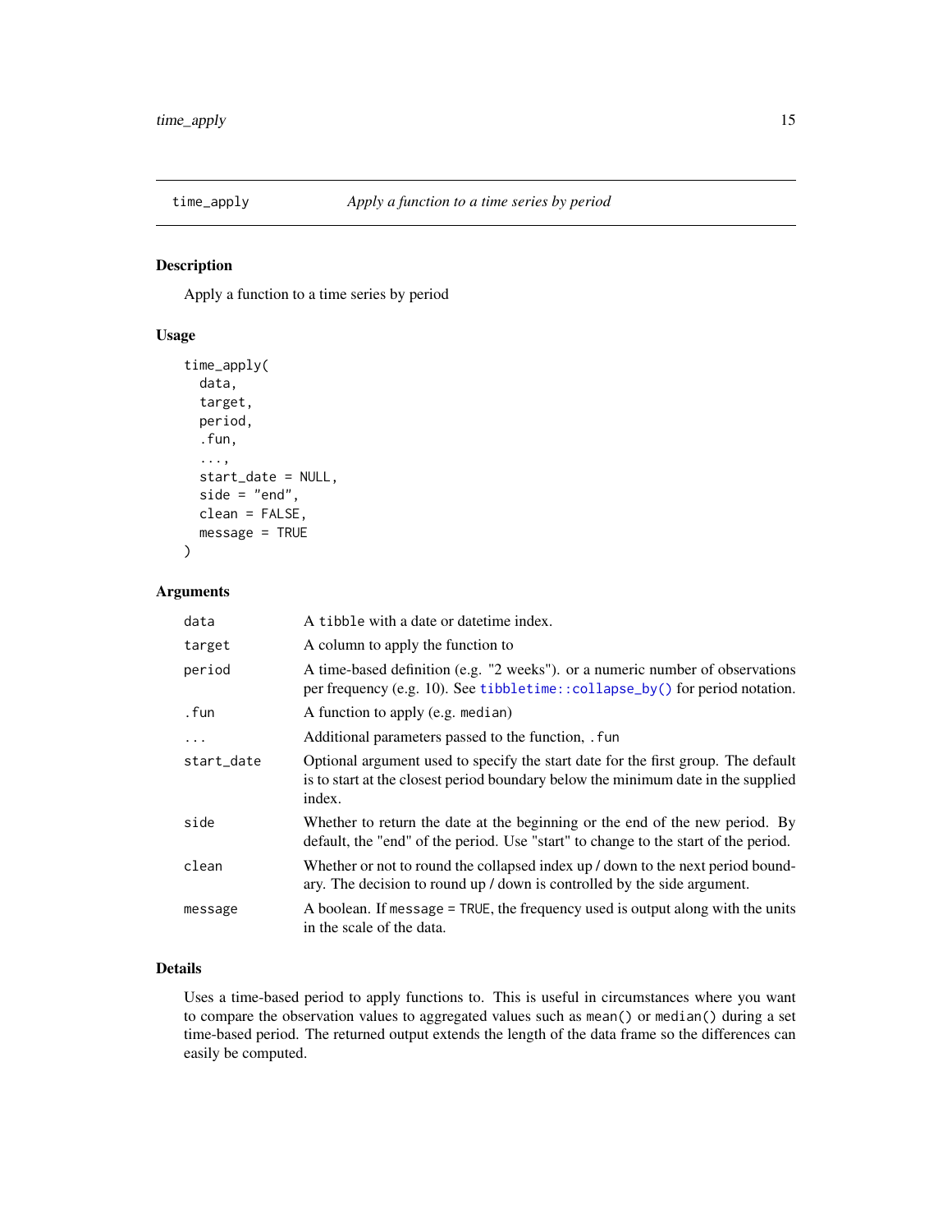## time_apply — *Apply a function to a time series by period*

### Description

Apply a function to a time series by period

### Usage

```
time_apply(
  data,
  target,
  period,
  .fun,
  ...,
  start_date = NULL,
  side = "end",
  clean = FALSE,
  message = TRUE
)
```

### Arguments

| Argument | Description |
|---|---|
| `data` | A `tibble` with a date or datetime index. |
| `target` | A column to apply the function to |
| `period` | A time-based definition (e.g. "2 weeks"). or a numeric number of observations per frequency (e.g. 10). See `tibbletime::collapse_by()` for period notation. |
| `.fun` | A function to apply (e.g. `median`) |
| `...` | Additional parameters passed to the function, `.fun` |
| `start_date` | Optional argument used to specify the start date for the first group. The default is to start at the closest period boundary below the minimum date in the supplied index. |
| `side` | Whether to return the date at the beginning or the end of the new period. By default, the "end" of the period. Use "start" to change to the start of the period. |
| `clean` | Whether or not to round the collapsed index up / down to the next period boundary. The decision to round up / down is controlled by the side argument. |
| `message` | A boolean. If `message = TRUE`, the frequency used is output along with the units in the scale of the data. |

### Details

Uses a time-based period to apply functions to. This is useful in circumstances where you want to compare the observation values to aggregated values such as `mean()` or `median()` during a set time-based period. The returned output extends the length of the data frame so the differences can easily be computed.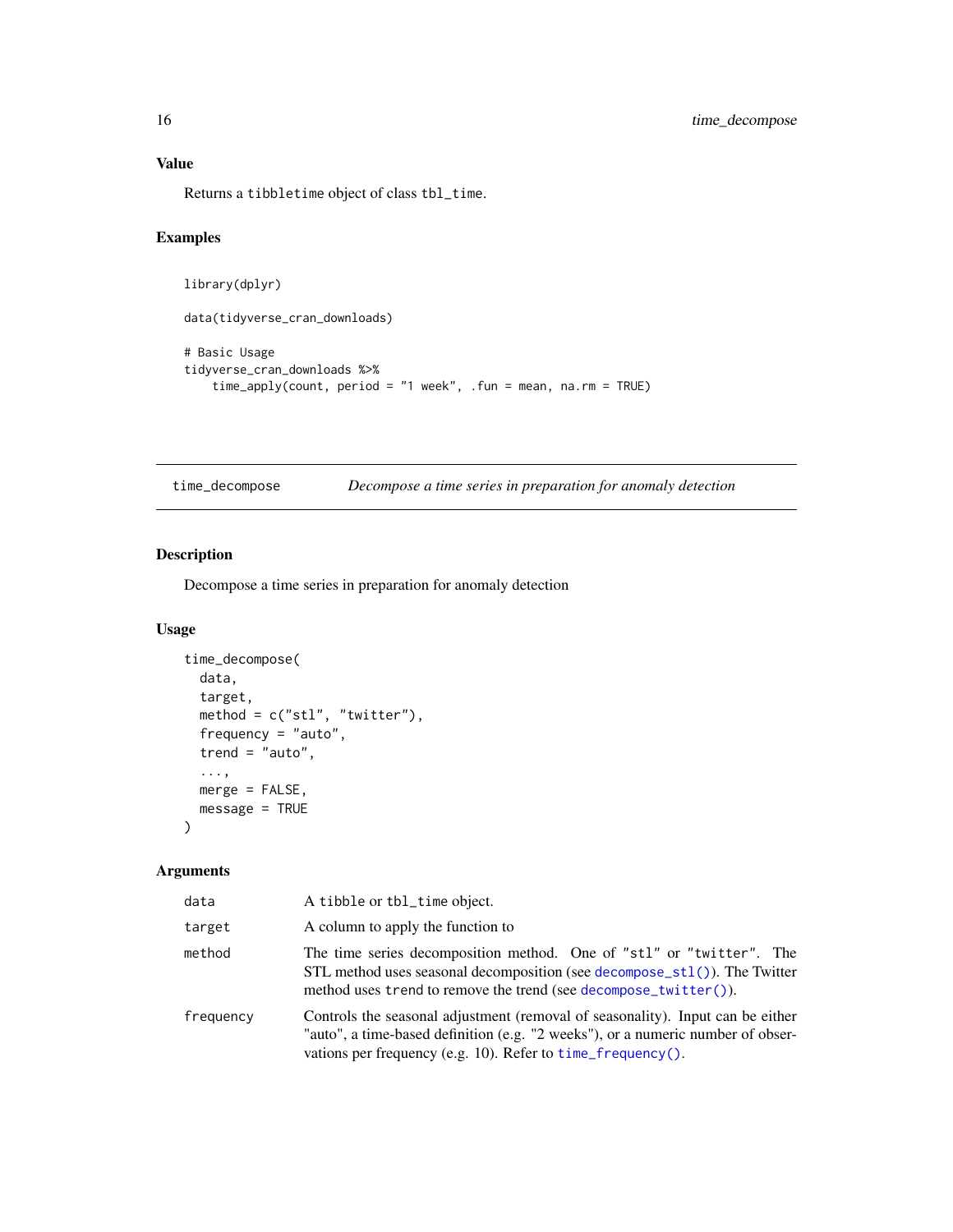### Value

Returns a `tibbletime` object of class `tbl_time`.

### Examples

```
library(dplyr)

data(tidyverse_cran_downloads)

# Basic Usage
tidyverse_cran_downloads %>%
    time_apply(count, period = "1 week", .fun = mean, na.rm = TRUE)
```

---

## time_decompose — *Decompose a time series in preparation for anomaly detection*

### Description

Decompose a time series in preparation for anomaly detection

### Usage

```
time_decompose(
  data,
  target,
  method = c("stl", "twitter"),
  frequency = "auto",
  trend = "auto",
  ...,
  merge = FALSE,
  message = TRUE
)
```

### Arguments

| | |
|---|---|
| `data` | A `tibble` or `tbl_time` object. |
| `target` | A column to apply the function to |
| `method` | The time series decomposition method. One of `"stl"` or `"twitter"`. The STL method uses seasonal decomposition (see `decompose_stl()`). The Twitter method uses `trend` to remove the trend (see `decompose_twitter()`). |
| `frequency` | Controls the seasonal adjustment (removal of seasonality). Input can be either "auto", a time-based definition (e.g. "2 weeks"), or a numeric number of observations per frequency (e.g. 10). Refer to `time_frequency()`. |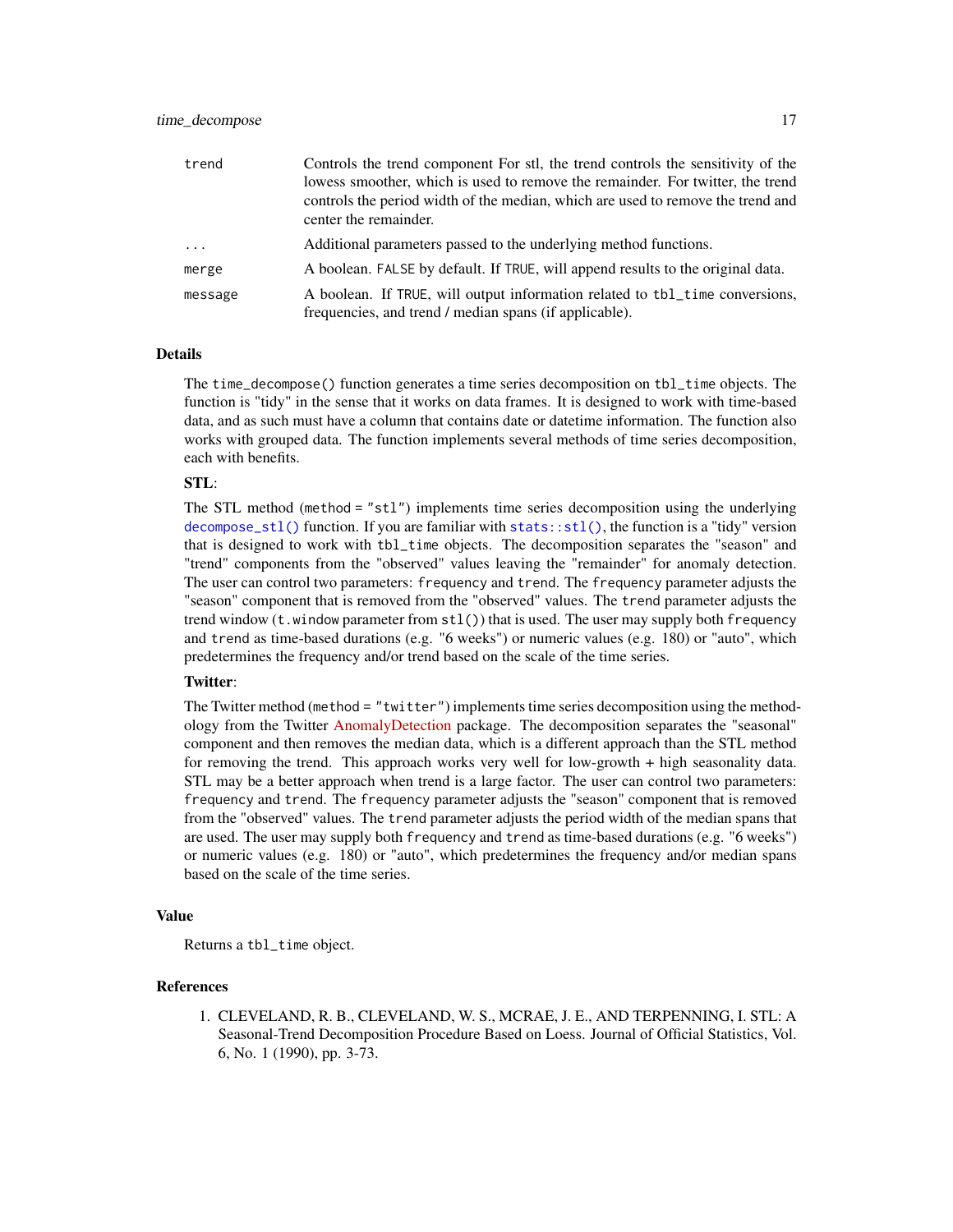| | |
|---|---|
| trend | Controls the trend component For stl, the trend controls the sensitivity of the lowess smoother, which is used to remove the remainder. For twitter, the trend controls the period width of the median, which are used to remove the trend and center the remainder. |
| ... | Additional parameters passed to the underlying method functions. |
| merge | A boolean. FALSE by default. If TRUE, will append results to the original data. |
| message | A boolean. If TRUE, will output information related to tbl_time conversions, frequencies, and trend / median spans (if applicable). |

## Details

The time_decompose() function generates a time series decomposition on tbl_time objects. The function is "tidy" in the sense that it works on data frames. It is designed to work with time-based data, and as such must have a column that contains date or datetime information. The function also works with grouped data. The function implements several methods of time series decomposition, each with benefits.

**STL**:

The STL method (method = "stl") implements time series decomposition using the underlying decompose_stl() function. If you are familiar with stats::stl(), the function is a "tidy" version that is designed to work with tbl_time objects. The decomposition separates the "season" and "trend" components from the "observed" values leaving the "remainder" for anomaly detection. The user can control two parameters: frequency and trend. The frequency parameter adjusts the "season" component that is removed from the "observed" values. The trend parameter adjusts the trend window (t.window parameter from stl()) that is used. The user may supply both frequency and trend as time-based durations (e.g. "6 weeks") or numeric values (e.g. 180) or "auto", which predetermines the frequency and/or trend based on the scale of the time series.

**Twitter**:

The Twitter method (method = "twitter") implements time series decomposition using the methodology from the Twitter AnomalyDetection package. The decomposition separates the "seasonal" component and then removes the median data, which is a different approach than the STL method for removing the trend. This approach works very well for low-growth + high seasonality data. STL may be a better approach when trend is a large factor. The user can control two parameters: frequency and trend. The frequency parameter adjusts the "season" component that is removed from the "observed" values. The trend parameter adjusts the period width of the median spans that are used. The user may supply both frequency and trend as time-based durations (e.g. "6 weeks") or numeric values (e.g. 180) or "auto", which predetermines the frequency and/or median spans based on the scale of the time series.

## Value

Returns a tbl_time object.

## References

1. CLEVELAND, R. B., CLEVELAND, W. S., MCRAE, J. E., AND TERPENNING, I. STL: A Seasonal-Trend Decomposition Procedure Based on Loess. Journal of Official Statistics, Vol. 6, No. 1 (1990), pp. 3-73.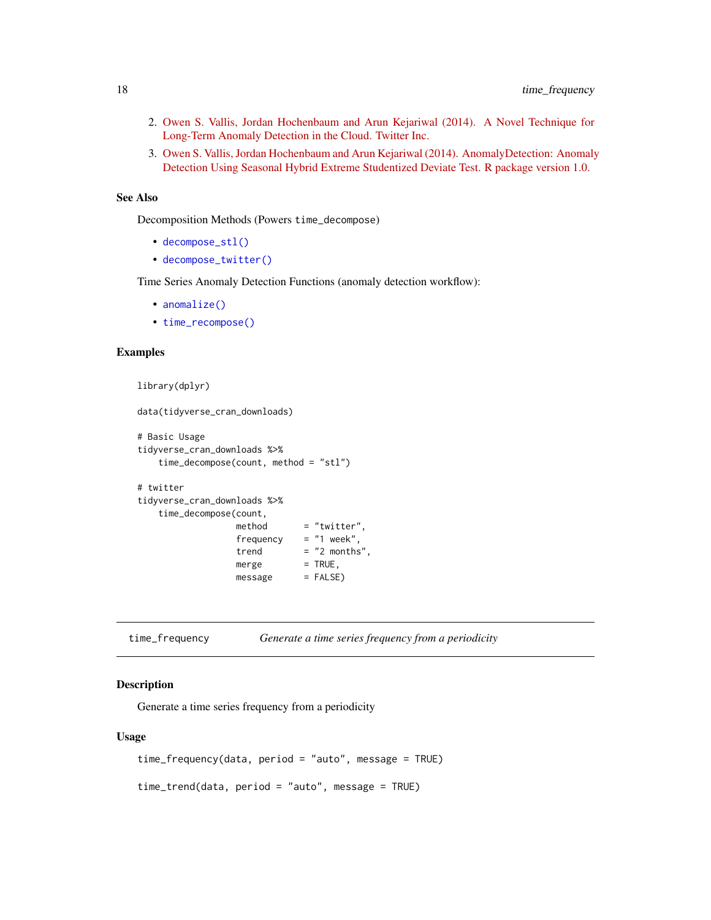2. Owen S. Vallis, Jordan Hochenbaum and Arun Kejariwal (2014). A Novel Technique for Long-Term Anomaly Detection in the Cloud. Twitter Inc.
3. Owen S. Vallis, Jordan Hochenbaum and Arun Kejariwal (2014). AnomalyDetection: Anomaly Detection Using Seasonal Hybrid Extreme Studentized Deviate Test. R package version 1.0.

### See Also

Decomposition Methods (Powers time_decompose)

- decompose_stl()
- decompose_twitter()

Time Series Anomaly Detection Functions (anomaly detection workflow):

- anomalize()
- time_recompose()

### Examples

```
library(dplyr)

data(tidyverse_cran_downloads)

# Basic Usage
tidyverse_cran_downloads %>%
    time_decompose(count, method = "stl")

# twitter
tidyverse_cran_downloads %>%
    time_decompose(count,
                   method       = "twitter",
                   frequency    = "1 week",
                   trend        = "2 months",
                   merge        = TRUE,
                   message      = FALSE)
```

---

## time_frequency    *Generate a time series frequency from a periodicity*

### Description

Generate a time series frequency from a periodicity

### Usage

```
time_frequency(data, period = "auto", message = TRUE)

time_trend(data, period = "auto", message = TRUE)
```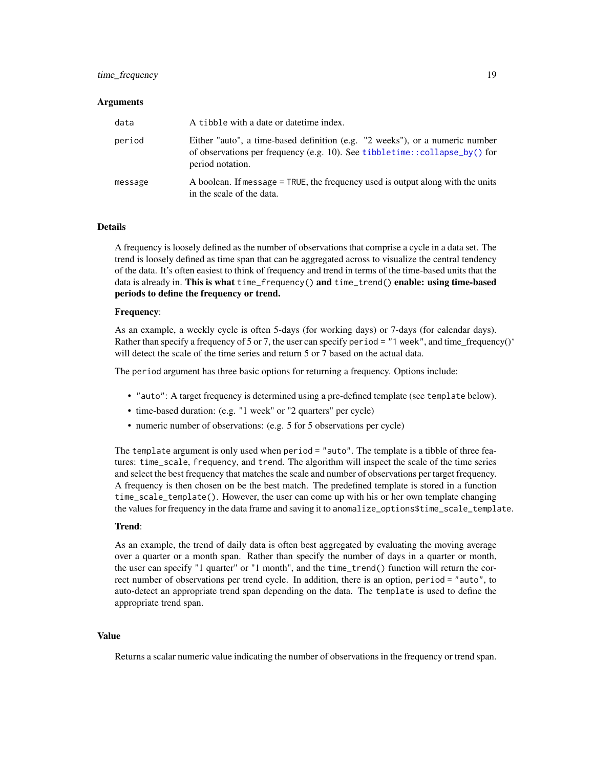## Arguments

| | |
|---|---|
| `data` | A `tibble` with a date or datetime index. |
| `period` | Either "auto", a time-based definition (e.g. "2 weeks"), or a numeric number of observations per frequency (e.g. 10). See `tibbletime::collapse_by()` for period notation. |
| `message` | A boolean. If `message = TRUE`, the frequency used is output along with the units in the scale of the data. |

## Details

A frequency is loosely defined as the number of observations that comprise a cycle in a data set. The trend is loosely defined as time span that can be aggregated across to visualize the central tendency of the data. It's often easiest to think of frequency and trend in terms of the time-based units that the data is already in. **This is what `time_frequency()` and `time_trend()` enable: using time-based periods to define the frequency or trend.**

**Frequency**:

As an example, a weekly cycle is often 5-days (for working days) or 7-days (for calendar days). Rather than specify a frequency of 5 or 7, the user can specify `period = "1 week"`, and time_frequency()` will detect the scale of the time series and return 5 or 7 based on the actual data.

The `period` argument has three basic options for returning a frequency. Options include:

- `"auto"`: A target frequency is determined using a pre-defined template (see `template` below).
- time-based duration: (e.g. "1 week" or "2 quarters" per cycle)
- numeric number of observations: (e.g. 5 for 5 observations per cycle)

The `template` argument is only used when `period = "auto"`. The template is a tibble of three features: `time_scale`, `frequency`, and `trend`. The algorithm will inspect the scale of the time series and select the best frequency that matches the scale and number of observations per target frequency. A frequency is then chosen on be the best match. The predefined template is stored in a function `time_scale_template()`. However, the user can come up with his or her own template changing the values for frequency in the data frame and saving it to `anomalize_options$time_scale_template`.

**Trend**:

As an example, the trend of daily data is often best aggregated by evaluating the moving average over a quarter or a month span. Rather than specify the number of days in a quarter or month, the user can specify "1 quarter" or "1 month", and the `time_trend()` function will return the correct number of observations per trend cycle. In addition, there is an option, `period = "auto"`, to auto-detect an appropriate trend span depending on the data. The `template` is used to define the appropriate trend span.

## Value

Returns a scalar numeric value indicating the number of observations in the frequency or trend span.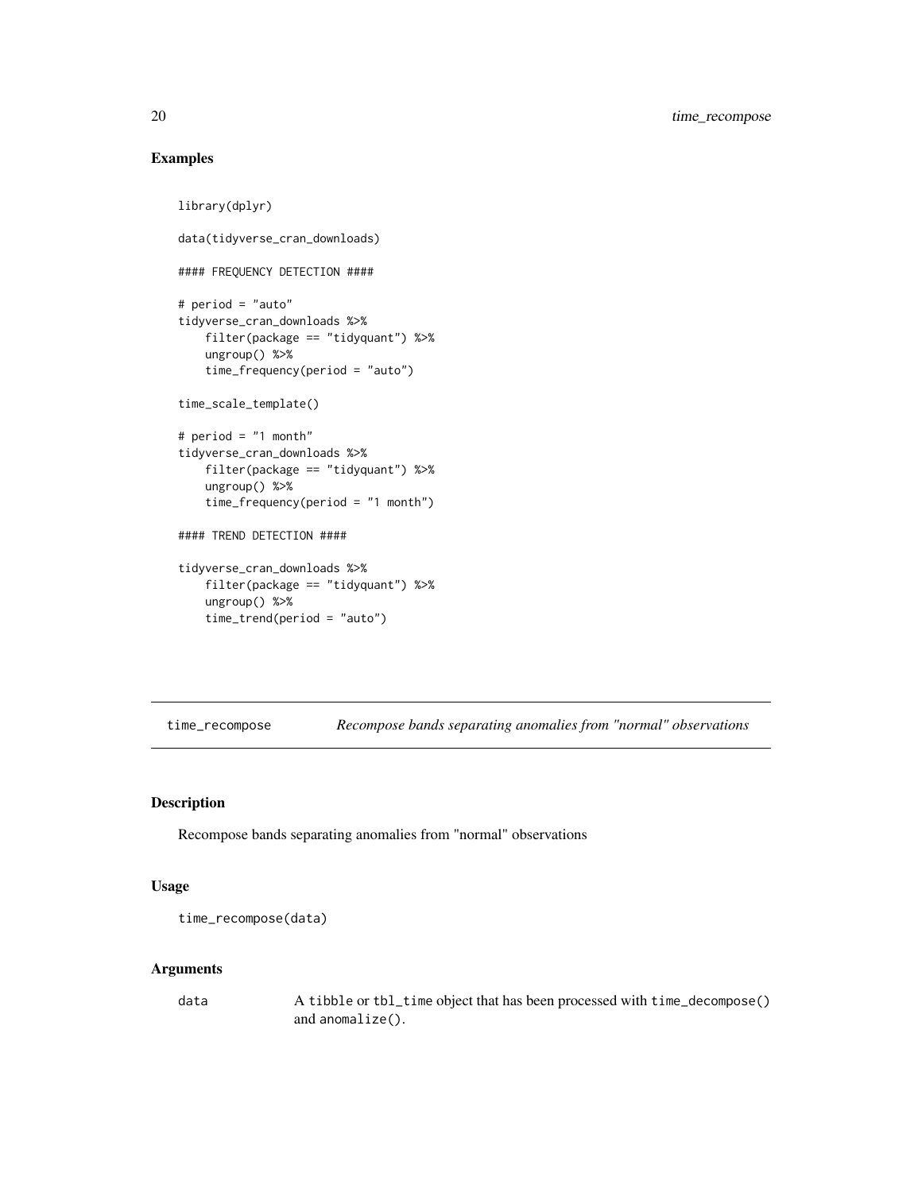## Examples

```
library(dplyr)

data(tidyverse_cran_downloads)

#### FREQUENCY DETECTION ####

# period = "auto"
tidyverse_cran_downloads %>%
    filter(package == "tidyquant") %>%
    ungroup() %>%
    time_frequency(period = "auto")

time_scale_template()

# period = "1 month"
tidyverse_cran_downloads %>%
    filter(package == "tidyquant") %>%
    ungroup() %>%
    time_frequency(period = "1 month")

#### TREND DETECTION ####

tidyverse_cran_downloads %>%
    filter(package == "tidyquant") %>%
    ungroup() %>%
    time_trend(period = "auto")
```

---

# time_recompose — *Recompose bands separating anomalies from "normal" observations*

---

## Description

Recompose bands separating anomalies from "normal" observations

## Usage

```
time_recompose(data)
```

## Arguments

| | |
|---|---|
| data | A `tibble` or `tbl_time` object that has been processed with `time_decompose()` and `anomalize()`. |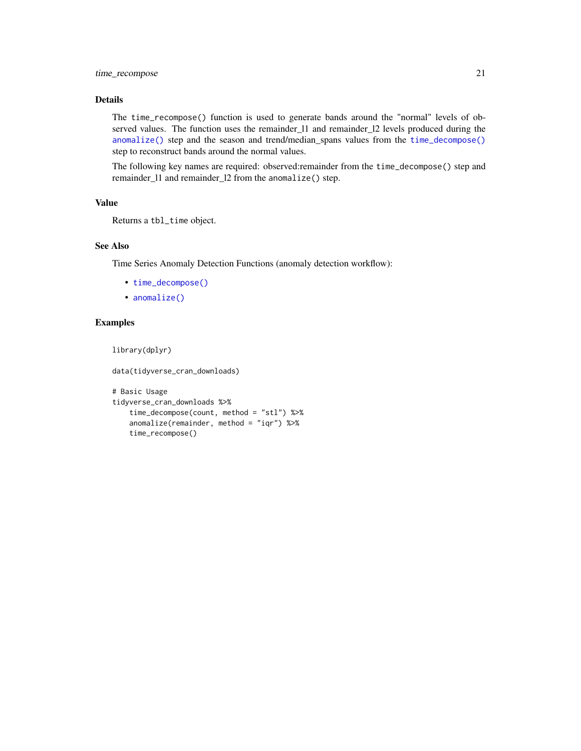## Details

The `time_recompose()` function is used to generate bands around the "normal" levels of observed values. The function uses the remainder_l1 and remainder_l2 levels produced during the `anomalize()` step and the season and trend/median_spans values from the `time_decompose()` step to reconstruct bands around the normal values.

The following key names are required: observed:remainder from the `time_decompose()` step and remainder_l1 and remainder_l2 from the `anomalize()` step.

## Value

Returns a `tbl_time` object.

## See Also

Time Series Anomaly Detection Functions (anomaly detection workflow):

- `time_decompose()`
- `anomalize()`

## Examples

```
library(dplyr)

data(tidyverse_cran_downloads)

# Basic Usage
tidyverse_cran_downloads %>%
    time_decompose(count, method = "stl") %>%
    anomalize(remainder, method = "iqr") %>%
    time_recompose()
```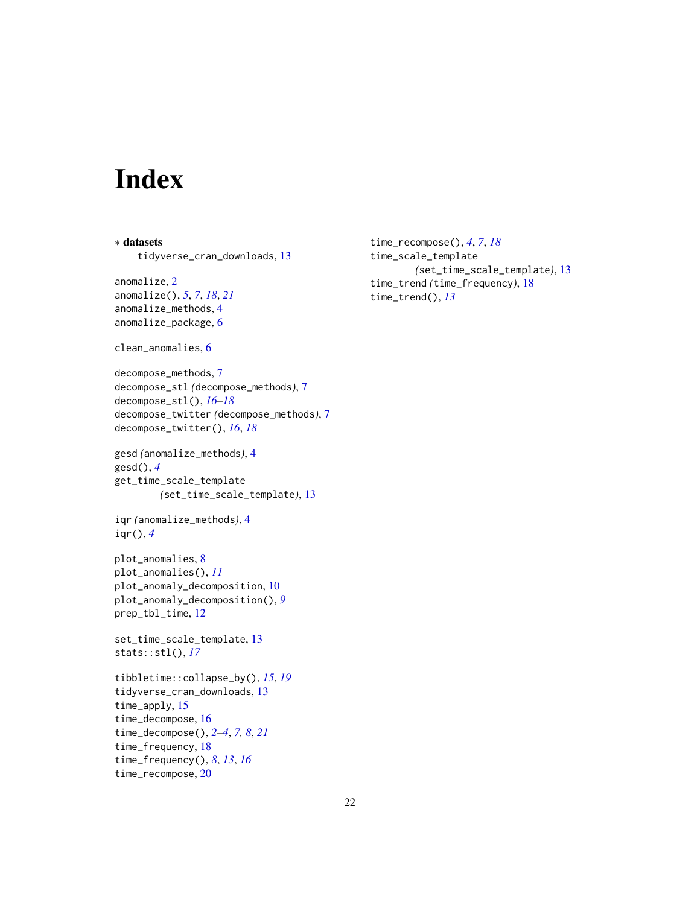# Index

∗ **datasets**
    tidyverse_cran_downloads, 13

anomalize, 2
anomalize(), *5*, *7*, *18*, *21*
anomalize_methods, 4
anomalize_package, 6

clean_anomalies, 6

decompose_methods, 7
decompose_stl *(*decompose_methods*)*, 7
decompose_stl(), *16–18*
decompose_twitter *(*decompose_methods*)*, 7
decompose_twitter(), *16*, *18*

gesd *(*anomalize_methods*)*, 4
gesd(), *4*
get_time_scale_template
        *(*set_time_scale_template*)*, 13

iqr *(*anomalize_methods*)*, 4
iqr(), *4*

plot_anomalies, 8
plot_anomalies(), *11*
plot_anomaly_decomposition, 10
plot_anomaly_decomposition(), *9*
prep_tbl_time, 12

set_time_scale_template, 13
stats::stl(), *17*

tibbletime::collapse_by(), *15*, *19*
tidyverse_cran_downloads, 13
time_apply, 15
time_decompose, 16
time_decompose(), *2–4*, *7, 8*, *21*
time_frequency, 18
time_frequency(), *8*, *13*, *16*
time_recompose, 20
time_recompose(), *4*, *7*, *18*
time_scale_template
        *(*set_time_scale_template*)*, 13
time_trend *(*time_frequency*)*, 18
time_trend(), *13*